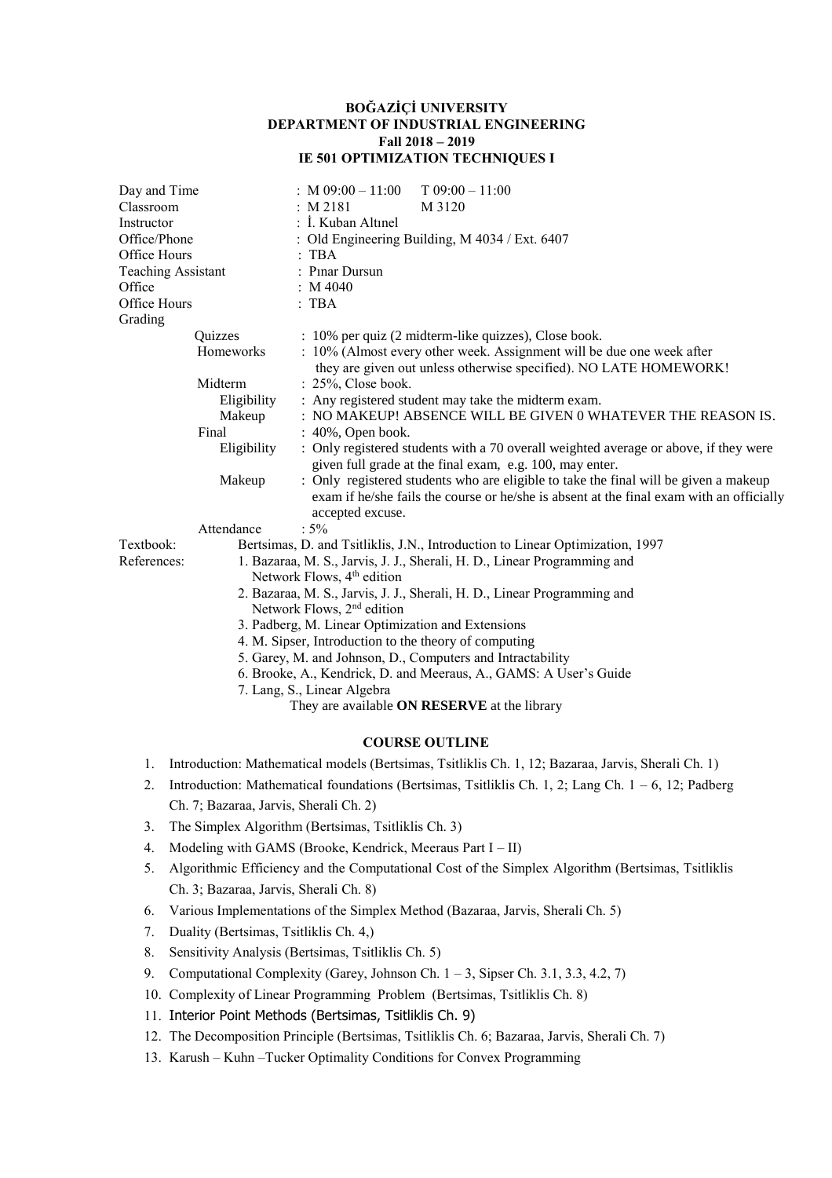**BOĞAZİÇİ UNIVERSITY**
**DEPARTMENT OF INDUSTRIAL ENGINEERING**
**Fall 2018 – 2019**
**IE 501 OPTIMIZATION TECHNIQUES I**

| | |
|---|---|
| Day and Time | : M 09:00 – 11:00 T 09:00 – 11:00 |
| Classroom | : M 2181 M 3120 |
| Instructor | : İ. Kuban Altınel |
| Office/Phone | : Old Engineering Building, M 4034 / Ext. 6407 |
| Office Hours | : TBA |
| Teaching Assistant | : Pınar Dursun |
| Office | : M 4040 |
| Office Hours | : TBA |

Grading

- Quizzes : 10% per quiz (2 midterm-like quizzes), Close book.
- Homeworks : 10% (Almost every other week. Assignment will be due one week after they are given out unless otherwise specified). NO LATE HOMEWORK!
- Midterm : 25%, Close book.
  - Eligibility : Any registered student may take the midterm exam.
  - Makeup : NO MAKEUP! ABSENCE WILL BE GIVEN 0 WHATEVER THE REASON IS.
- Final : 40%, Open book.
  - Eligibility : Only registered students with a 70 overall weighted average or above, if they were given full grade at the final exam, e.g. 100, may enter.
  - Makeup : Only registered students who are eligible to take the final will be given a makeup exam if he/she fails the course or he/she is absent at the final exam with an officially accepted excuse.
- Attendance : 5%

Textbook: Bertsimas, D. and Tsitsiklis, J.N., Introduction to Linear Optimization, 1997

References:
1. Bazaraa, M. S., Jarvis, J. J., Sherali, H. D., Linear Programming and Network Flows, 4th edition
2. Bazaraa, M. S., Jarvis, J. J., Sherali, H. D., Linear Programming and Network Flows, 2nd edition
3. Padberg, M. Linear Optimization and Extensions
4. M. Sipser, Introduction to the theory of computing
5. Garey, M. and Johnson, D., Computers and Intractability
6. Brooke, A., Kendrick, D. and Meeraus, A., GAMS: A User's Guide
7. Lang, S., Linear Algebra

They are available **ON RESERVE** at the library

## COURSE OUTLINE

1. Introduction: Mathematical models (Bertsimas, Tsitliklis Ch. 1, 12; Bazaraa, Jarvis, Sherali Ch. 1)
2. Introduction: Mathematical foundations (Bertsimas, Tsitliklis Ch. 1, 2; Lang Ch. 1 – 6, 12; Padberg Ch. 7; Bazaraa, Jarvis, Sherali Ch. 2)
3. The Simplex Algorithm (Bertsimas, Tsitliklis Ch. 3)
4. Modeling with GAMS (Brooke, Kendrick, Meeraus Part I – II)
5. Algorithmic Efficiency and the Computational Cost of the Simplex Algorithm (Bertsimas, Tsitliklis Ch. 3; Bazaraa, Jarvis, Sherali Ch. 8)
6. Various Implementations of the Simplex Method (Bazaraa, Jarvis, Sherali Ch. 5)
7. Duality (Bertsimas, Tsitliklis Ch. 4,)
8. Sensitivity Analysis (Bertsimas, Tsitliklis Ch. 5)
9. Computational Complexity (Garey, Johnson Ch. 1 – 3, Sipser Ch. 3.1, 3.3, 4.2, 7)
10. Complexity of Linear Programming Problem (Bertsimas, Tsitliklis Ch. 8)
11. Interior Point Methods (Bertsimas, Tsitliklis Ch. 9)
12. The Decomposition Principle (Bertsimas, Tsitliklis Ch. 6; Bazaraa, Jarvis, Sherali Ch. 7)
13. Karush – Kuhn –Tucker Optimality Conditions for Convex Programming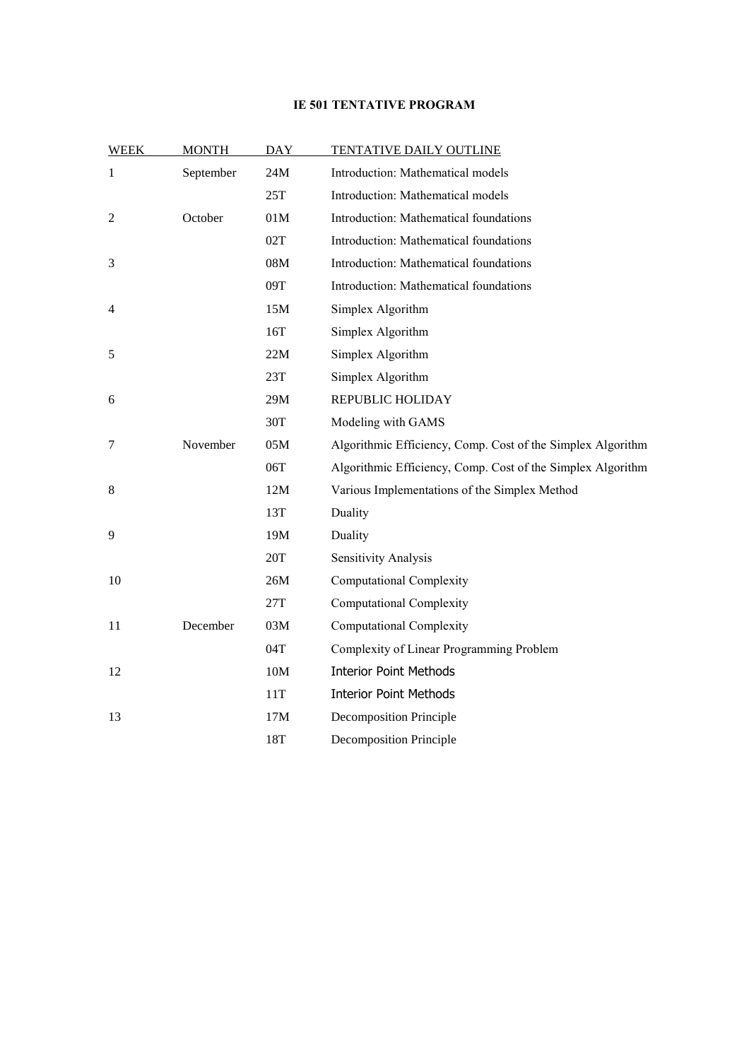**IE 501 TENTATIVE PROGRAM**

| WEEK | MONTH | DAY | TENTATIVE DAILY OUTLINE |
|---|---|---|---|
| 1 | September | 24M | Introduction: Mathematical models |
| | | 25T | Introduction: Mathematical models |
| 2 | October | 01M | Introduction: Mathematical foundations |
| | | 02T | Introduction: Mathematical foundations |
| 3 | | 08M | Introduction: Mathematical foundations |
| | | 09T | Introduction: Mathematical foundations |
| 4 | | 15M | Simplex Algorithm |
| | | 16T | Simplex Algorithm |
| 5 | | 22M | Simplex Algorithm |
| | | 23T | Simplex Algorithm |
| 6 | | 29M | REPUBLIC HOLIDAY |
| | | 30T | Modeling with GAMS |
| 7 | November | 05M | Algorithmic Efficiency, Comp. Cost of the Simplex Algorithm |
| | | 06T | Algorithmic Efficiency, Comp. Cost of the Simplex Algorithm |
| 8 | | 12M | Various Implementations of the Simplex Method |
| | | 13T | Duality |
| 9 | | 19M | Duality |
| | | 20T | Sensitivity Analysis |
| 10 | | 26M | Computational Complexity |
| | | 27T | Computational Complexity |
| 11 | December | 03M | Computational Complexity |
| | | 04T | Complexity of Linear Programming Problem |
| 12 | | 10M | Interior Point Methods |
| | | 11T | Interior Point Methods |
| 13 | | 17M | Decomposition Principle |
| | | 18T | Decomposition Principle |